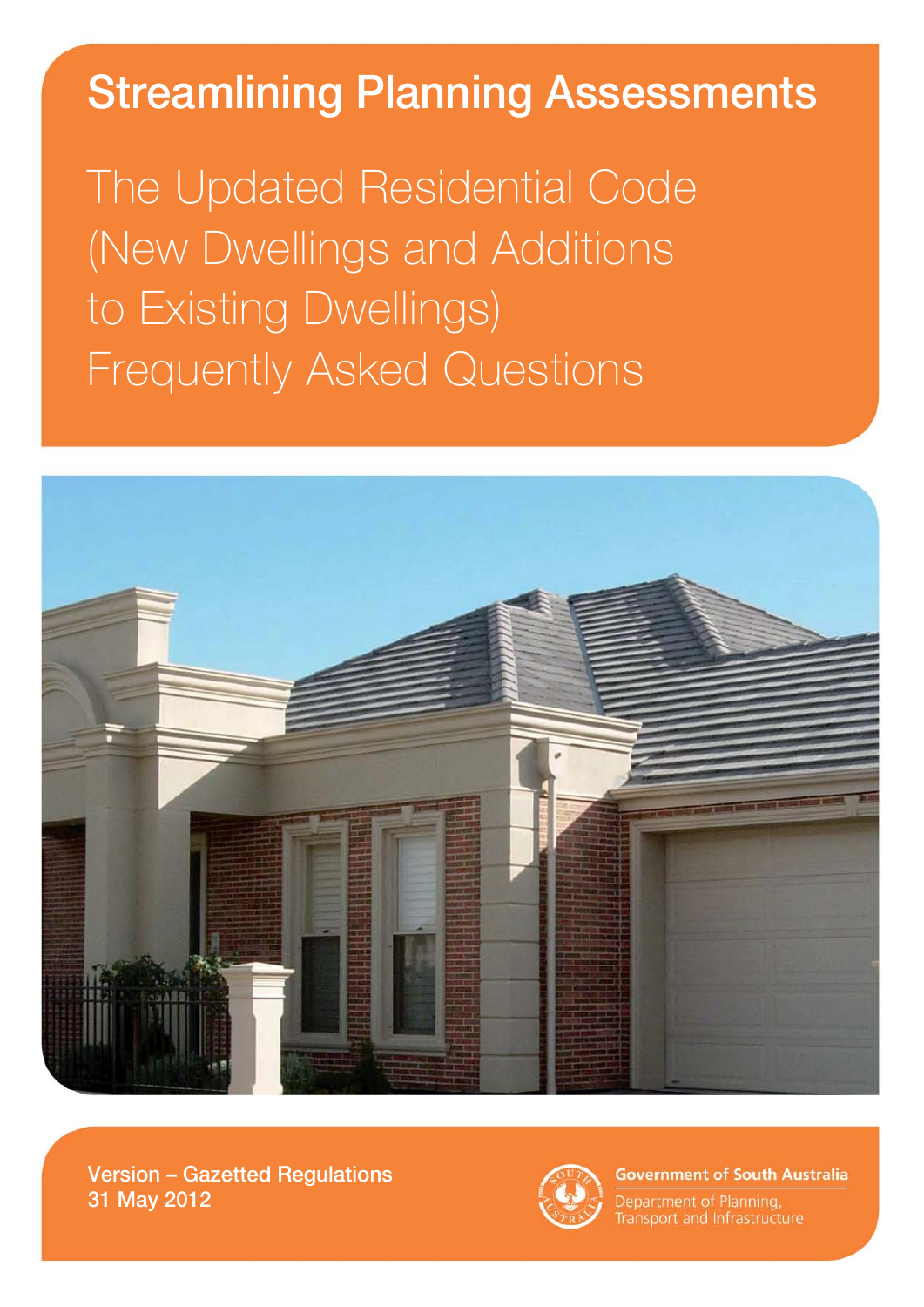# Streamlining Planning Assessments

## The Updated Residential Code (New Dwellings and Additions to Existing Dwellings) Frequently Asked Questions

**Version – Gazetted Regulations**
**31 May 2012**

Government of South Australia
Department of Planning, Transport and Infrastructure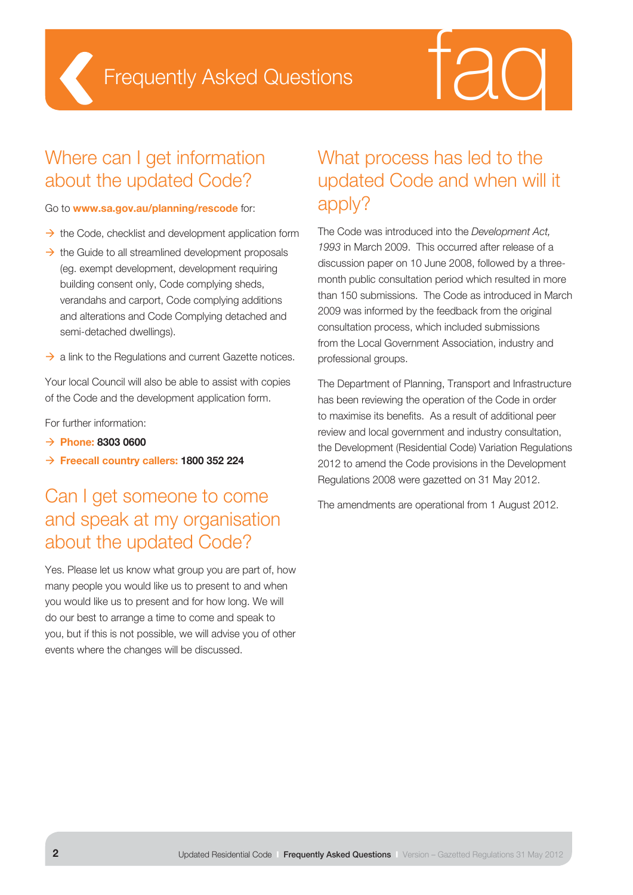# Frequently Asked Questions

## Where can I get information about the updated Code?

Go to **www.sa.gov.au/planning/rescode** for:

- the Code, checklist and development application form
- the Guide to all streamlined development proposals (eg. exempt development, development requiring building consent only, Code complying sheds, verandahs and carport, Code complying additions and alterations and Code Complying detached and semi-detached dwellings).
- a link to the Regulations and current Gazette notices.

Your local Council will also be able to assist with copies of the Code and the development application form.

For further information:

- **Phone: 8303 0600**
- **Freecall country callers: 1800 352 224**

## Can I get someone to come and speak at my organisation about the updated Code?

Yes. Please let us know what group you are part of, how many people you would like us to present to and when you would like us to present and for how long. We will do our best to arrange a time to come and speak to you, but if this is not possible, we will advise you of other events where the changes will be discussed.

## What process has led to the updated Code and when will it apply?

The Code was introduced into the *Development Act, 1993* in March 2009. This occurred after release of a discussion paper on 10 June 2008, followed by a three-month public consultation period which resulted in more than 150 submissions. The Code as introduced in March 2009 was informed by the feedback from the original consultation process, which included submissions from the Local Government Association, industry and professional groups.

The Department of Planning, Transport and Infrastructure has been reviewing the operation of the Code in order to maximise its benefits. As a result of additional peer review and local government and industry consultation, the Development (Residential Code) Variation Regulations 2012 to amend the Code provisions in the Development Regulations 2008 were gazetted on 31 May 2012.

The amendments are operational from 1 August 2012.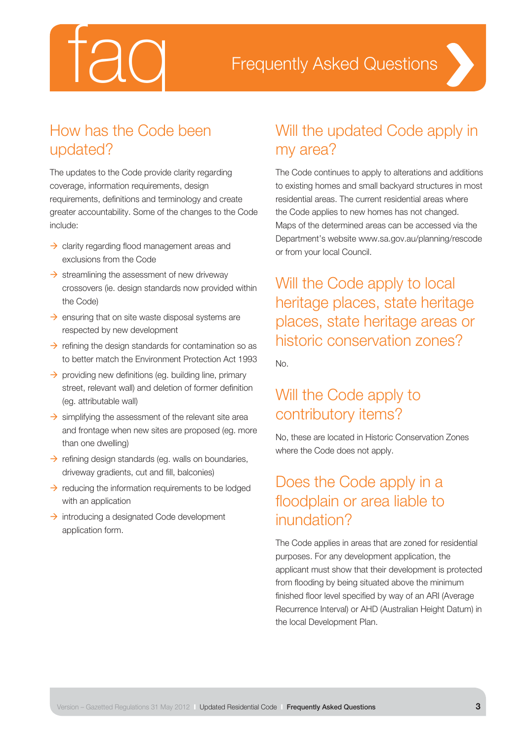# faq Frequently Asked Questions

## How has the Code been updated?

The updates to the Code provide clarity regarding coverage, information requirements, design requirements, definitions and terminology and create greater accountability. Some of the changes to the Code include:

- clarity regarding flood management areas and exclusions from the Code
- streamlining the assessment of new driveway crossovers (ie. design standards now provided within the Code)
- ensuring that on site waste disposal systems are respected by new development
- refining the design standards for contamination so as to better match the Environment Protection Act 1993
- providing new definitions (eg. building line, primary street, relevant wall) and deletion of former definition (eg. attributable wall)
- simplifying the assessment of the relevant site area and frontage when new sites are proposed (eg. more than one dwelling)
- refining design standards (eg. walls on boundaries, driveway gradients, cut and fill, balconies)
- reducing the information requirements to be lodged with an application
- introducing a designated Code development application form.

## Will the updated Code apply in my area?

The Code continues to apply to alterations and additions to existing homes and small backyard structures in most residential areas. The current residential areas where the Code applies to new homes has not changed. Maps of the determined areas can be accessed via the Department's website www.sa.gov.au/planning/rescode or from your local Council.

## Will the Code apply to local heritage places, state heritage places, state heritage areas or historic conservation zones?

No.

## Will the Code apply to contributory items?

No, these are located in Historic Conservation Zones where the Code does not apply.

## Does the Code apply in a floodplain or area liable to inundation?

The Code applies in areas that are zoned for residential purposes. For any development application, the applicant must show that their development is protected from flooding by being situated above the minimum finished floor level specified by way of an ARI (Average Recurrence Interval) or AHD (Australian Height Datum) in the local Development Plan.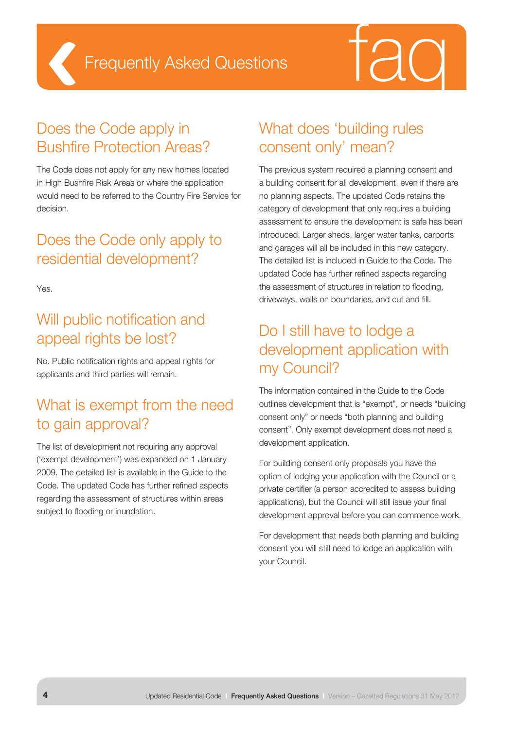# Frequently Asked Questions

## Does the Code apply in Bushfire Protection Areas?

The Code does not apply for any new homes located in High Bushfire Risk Areas or where the application would need to be referred to the Country Fire Service for decision.

## Does the Code only apply to residential development?

Yes.

## Will public notification and appeal rights be lost?

No. Public notification rights and appeal rights for applicants and third parties will remain.

## What is exempt from the need to gain approval?

The list of development not requiring any approval ('exempt development') was expanded on 1 January 2009. The detailed list is available in the Guide to the Code. The updated Code has further refined aspects regarding the assessment of structures within areas subject to flooding or inundation.

## What does 'building rules consent only' mean?

The previous system required a planning consent and a building consent for all development, even if there are no planning aspects. The updated Code retains the category of development that only requires a building assessment to ensure the development is safe has been introduced. Larger sheds, larger water tanks, carports and garages will all be included in this new category. The detailed list is included in Guide to the Code. The updated Code has further refined aspects regarding the assessment of structures in relation to flooding, driveways, walls on boundaries, and cut and fill.

## Do I still have to lodge a development application with my Council?

The information contained in the Guide to the Code outlines development that is "exempt", or needs "building consent only" or needs "both planning and building consent". Only exempt development does not need a development application.

For building consent only proposals you have the option of lodging your application with the Council or a private certifier (a person accredited to assess building applications), but the Council will still issue your final development approval before you can commence work.

For development that needs both planning and building consent you will still need to lodge an application with your Council.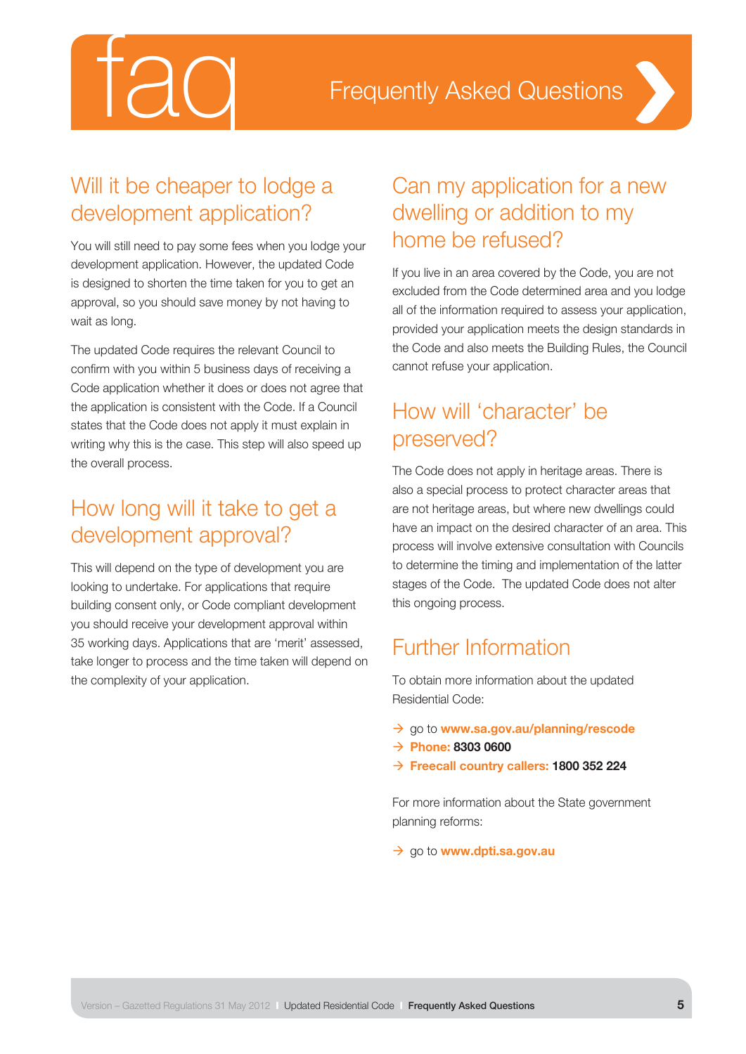# faq Frequently Asked Questions

## Will it be cheaper to lodge a development application?

You will still need to pay some fees when you lodge your development application. However, the updated Code is designed to shorten the time taken for you to get an approval, so you should save money by not having to wait as long.

The updated Code requires the relevant Council to confirm with you within 5 business days of receiving a Code application whether it does or does not agree that the application is consistent with the Code. If a Council states that the Code does not apply it must explain in writing why this is the case. This step will also speed up the overall process.

## How long will it take to get a development approval?

This will depend on the type of development you are looking to undertake. For applications that require building consent only, or Code compliant development you should receive your development approval within 35 working days. Applications that are 'merit' assessed, take longer to process and the time taken will depend on the complexity of your application.

## Can my application for a new dwelling or addition to my home be refused?

If you live in an area covered by the Code, you are not excluded from the Code determined area and you lodge all of the information required to assess your application, provided your application meets the design standards in the Code and also meets the Building Rules, the Council cannot refuse your application.

## How will 'character' be preserved?

The Code does not apply in heritage areas. There is also a special process to protect character areas that are not heritage areas, but where new dwellings could have an impact on the desired character of an area. This process will involve extensive consultation with Councils to determine the timing and implementation of the latter stages of the Code. The updated Code does not alter this ongoing process.

## Further Information

To obtain more information about the updated Residential Code:

- → go to **www.sa.gov.au/planning/rescode**
- → **Phone:** **8303 0600**
- → **Freecall country callers:** **1800 352 224**

For more information about the State government planning reforms:

- → go to **www.dpti.sa.gov.au**